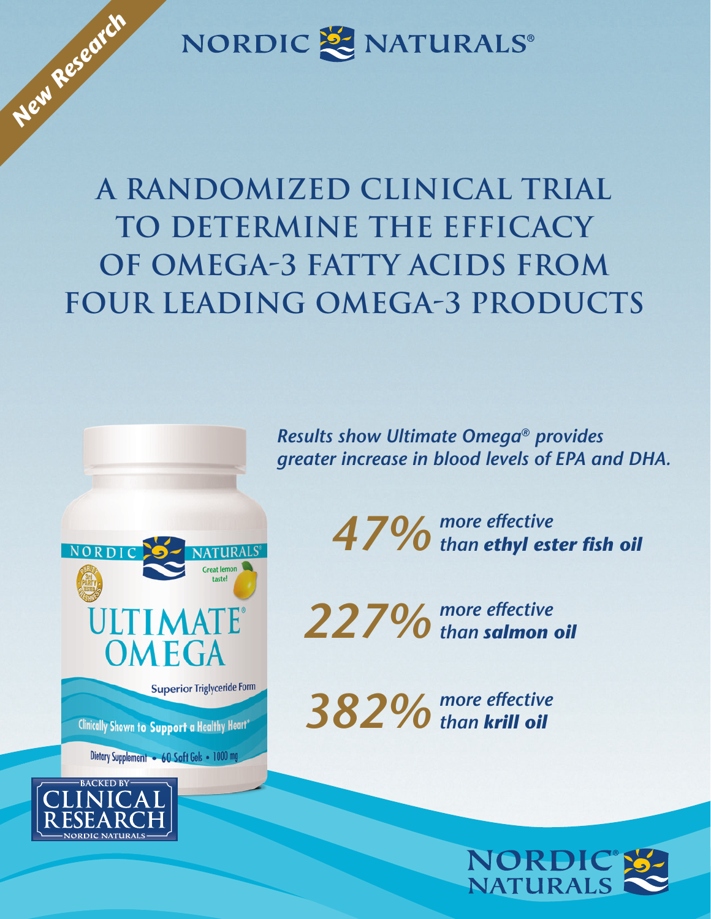New Research

NORDIC NATURALS®

# A RANDOMIZED CLINICAL TRIAL TO DETERMINE THE EFFICACY OF OMEGA-3 FATTY ACIDS FROM FOUR LEADING OMEGA-3 PRODUCTS

*Results show Ultimate Omega® provides greater increase in blood levels of EPA and DHA.*

***47%*** *more effective than* ***ethyl ester fish oil***

***227%*** *more effective than* ***salmon oil***

***382%*** *more effective than* ***krill oil***

NORDIC NATURALS®

Great lemon taste!

ULTIMATE® OMEGA

Superior Triglyceride Form

Clinically Shown to Support a Healthy Heart*

Dietary Supplement • 60 Soft Gels • 1000 mg

BACKED BY CLINICAL RESEARCH NORDIC NATURALS

NORDIC® NATURALS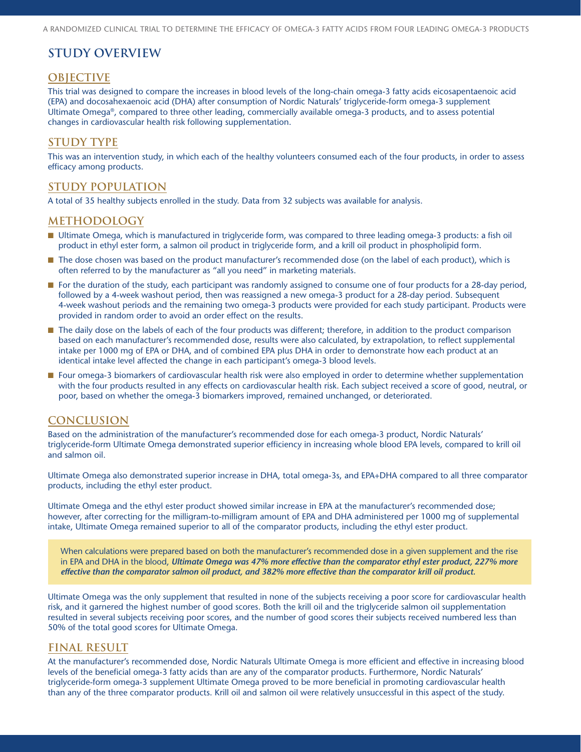## STUDY OVERVIEW

### OBJECTIVE

This trial was designed to compare the increases in blood levels of the long-chain omega-3 fatty acids eicosapentaenoic acid (EPA) and docosahexaenoic acid (DHA) after consumption of Nordic Naturals' triglyceride-form omega-3 supplement Ultimate Omega®, compared to three other leading, commercially available omega-3 products, and to assess potential changes in cardiovascular health risk following supplementation.

### STUDY TYPE

This was an intervention study, in which each of the healthy volunteers consumed each of the four products, in order to assess efficacy among products.

### STUDY POPULATION

A total of 35 healthy subjects enrolled in the study. Data from 32 subjects was available for analysis.

### METHODOLOGY

- Ultimate Omega, which is manufactured in triglyceride form, was compared to three leading omega-3 products: a fish oil product in ethyl ester form, a salmon oil product in triglyceride form, and a krill oil product in phospholipid form.
- The dose chosen was based on the product manufacturer's recommended dose (on the label of each product), which is often referred to by the manufacturer as "all you need" in marketing materials.
- For the duration of the study, each participant was randomly assigned to consume one of four products for a 28-day period, followed by a 4-week washout period, then was reassigned a new omega-3 product for a 28-day period. Subsequent 4-week washout periods and the remaining two omega-3 products were provided for each study participant. Products were provided in random order to avoid an order effect on the results.
- The daily dose on the labels of each of the four products was different; therefore, in addition to the product comparison based on each manufacturer's recommended dose, results were also calculated, by extrapolation, to reflect supplemental intake per 1000 mg of EPA or DHA, and of combined EPA plus DHA in order to demonstrate how each product at an identical intake level affected the change in each participant's omega-3 blood levels.
- Four omega-3 biomarkers of cardiovascular health risk were also employed in order to determine whether supplementation with the four products resulted in any effects on cardiovascular health risk. Each subject received a score of good, neutral, or poor, based on whether the omega-3 biomarkers improved, remained unchanged, or deteriorated.

### CONCLUSION

Based on the administration of the manufacturer's recommended dose for each omega-3 product, Nordic Naturals' triglyceride-form Ultimate Omega demonstrated superior efficiency in increasing whole blood EPA levels, compared to krill oil and salmon oil.

Ultimate Omega also demonstrated superior increase in DHA, total omega-3s, and EPA+DHA compared to all three comparator products, including the ethyl ester product.

Ultimate Omega and the ethyl ester product showed similar increase in EPA at the manufacturer's recommended dose; however, after correcting for the milligram-to-milligram amount of EPA and DHA administered per 1000 mg of supplemental intake, Ultimate Omega remained superior to all of the comparator products, including the ethyl ester product.

When calculations were prepared based on both the manufacturer's recommended dose in a given supplement and the rise in EPA and DHA in the blood, ***Ultimate Omega was 47% more effective than the comparator ethyl ester product, 227% more effective than the comparator salmon oil product, and 382% more effective than the comparator krill oil product.***

Ultimate Omega was the only supplement that resulted in none of the subjects receiving a poor score for cardiovascular health risk, and it garnered the highest number of good scores. Both the krill oil and the triglyceride salmon oil supplementation resulted in several subjects receiving poor scores, and the number of good scores their subjects received numbered less than 50% of the total good scores for Ultimate Omega.

### FINAL RESULT

At the manufacturer's recommended dose, Nordic Naturals Ultimate Omega is more efficient and effective in increasing blood levels of the beneficial omega-3 fatty acids than are any of the comparator products. Furthermore, Nordic Naturals' triglyceride-form omega-3 supplement Ultimate Omega proved to be more beneficial in promoting cardiovascular health than any of the three comparator products. Krill oil and salmon oil were relatively unsuccessful in this aspect of the study.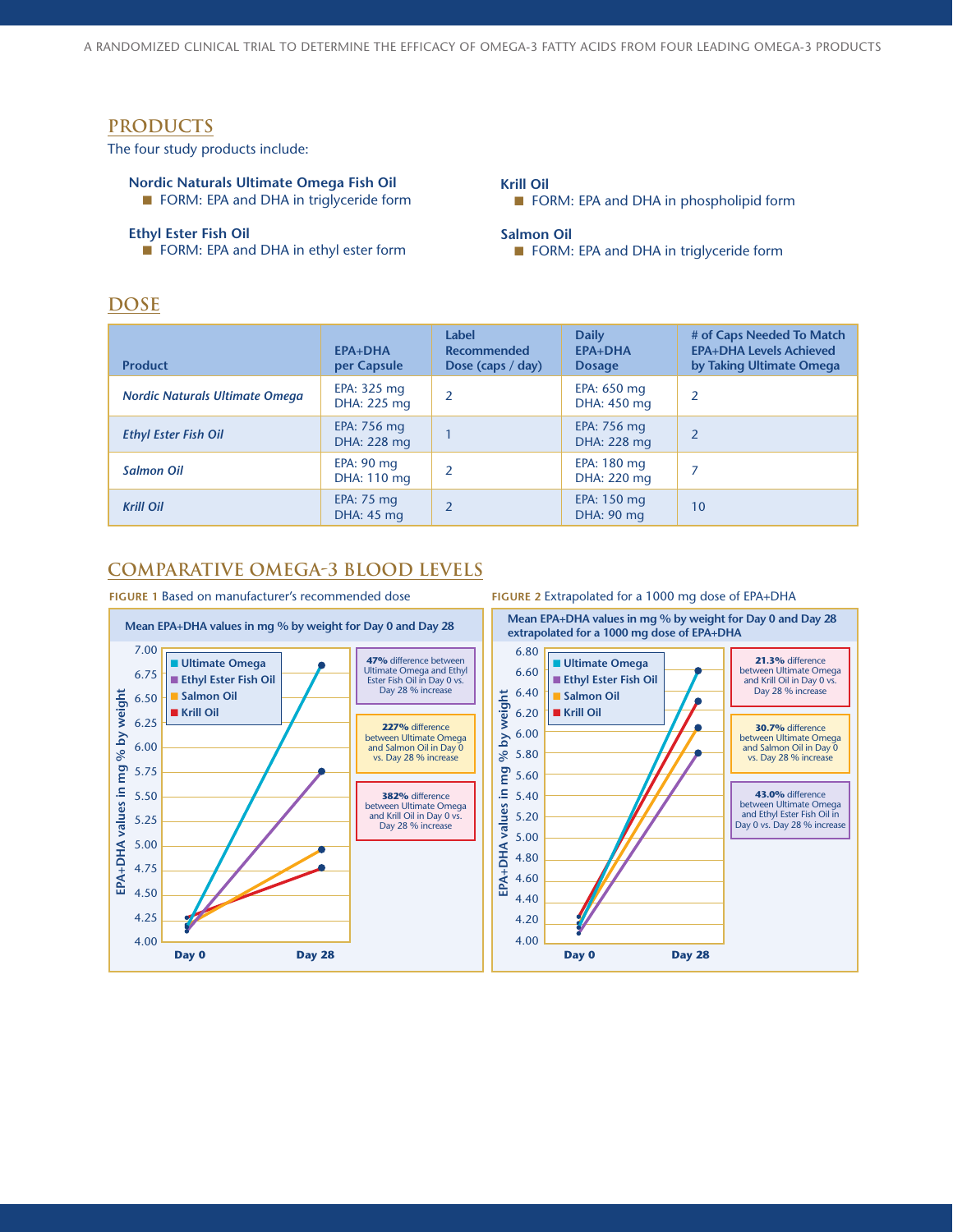## PRODUCTS

The four study products include:

**Nordic Naturals Ultimate Omega Fish Oil**
- FORM: EPA and DHA in triglyceride form

**Ethyl Ester Fish Oil**
- FORM: EPA and DHA in ethyl ester form

**Krill Oil**
- FORM: EPA and DHA in phospholipid form

**Salmon Oil**
- FORM: EPA and DHA in triglyceride form

## DOSE

| Product | EPA+DHA per Capsule | Label Recommended Dose (caps / day) | Daily EPA+DHA Dosage | # of Caps Needed To Match EPA+DHA Levels Achieved by Taking Ultimate Omega |
|---|---|---|---|---|
| *Nordic Naturals Ultimate Omega* | EPA: 325 mg<br>DHA: 225 mg | 2 | EPA: 650 mg<br>DHA: 450 mg | 2 |
| *Ethyl Ester Fish Oil* | EPA: 756 mg<br>DHA: 228 mg | 1 | EPA: 756 mg<br>DHA: 228 mg | 2 |
| *Salmon Oil* | EPA: 90 mg<br>DHA: 110 mg | 2 | EPA: 180 mg<br>DHA: 220 mg | 7 |
| *Krill Oil* | EPA: 75 mg<br>DHA: 45 mg | 2 | EPA: 150 mg<br>DHA: 90 mg | 10 |

## COMPARATIVE OMEGA-3 BLOOD LEVELS

**FIGURE 1** Based on manufacturer's recommended dose

Mean EPA+DHA values in mg % by weight for Day 0 and Day 28

- Ultimate Omega
- Ethyl Ester Fish Oil
- Salmon Oil
- Krill Oil

**47%** difference between Ultimate Omega and Ethyl Ester Fish Oil in Day 0 vs. Day 28 % increase

**227%** difference between Ultimate Omega and Salmon Oil in Day 0 vs. Day 28 % increase

**382%** difference between Ultimate Omega and Krill Oil in Day 0 vs. Day 28 % increase

**FIGURE 2** Extrapolated for a 1000 mg dose of EPA+DHA

Mean EPA+DHA values in mg % by weight for Day 0 and Day 28 extrapolated for a 1000 mg dose of EPA+DHA

- Ultimate Omega
- Ethyl Ester Fish Oil
- Salmon Oil
- Krill Oil

**21.3%** difference between Ultimate Omega and Krill Oil in Day 0 vs. Day 28 % increase

**30.7%** difference between Ultimate Omega and Salmon Oil in Day 0 vs. Day 28 % increase

**43.0%** difference between Ultimate Omega and Ethyl Ester Fish Oil in Day 0 vs. Day 28 % increase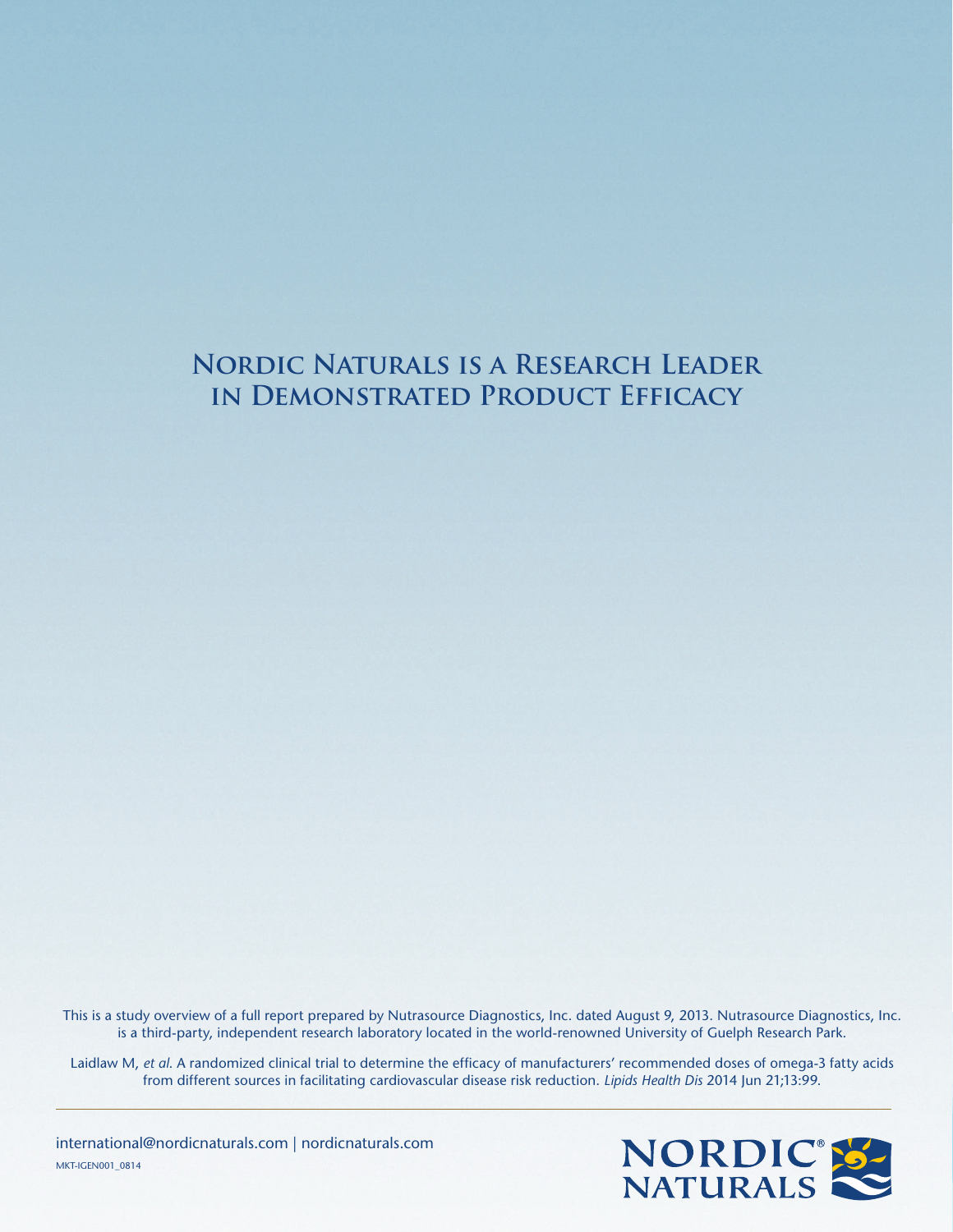# Nordic Naturals is a Research Leader in Demonstrated Product Efficacy

This is a study overview of a full report prepared by Nutrasource Diagnostics, Inc. dated August 9, 2013. Nutrasource Diagnostics, Inc. is a third-party, independent research laboratory located in the world-renowned University of Guelph Research Park.

Laidlaw M, *et al*. A randomized clinical trial to determine the efficacy of manufacturers' recommended doses of omega-3 fatty acids from different sources in facilitating cardiovascular disease risk reduction. *Lipids Health Dis* 2014 Jun 21;13:99.

---

international@nordicnaturals.com | nordicnaturals.com

MKT-IGEN001_0814

NORDIC® NATURALS